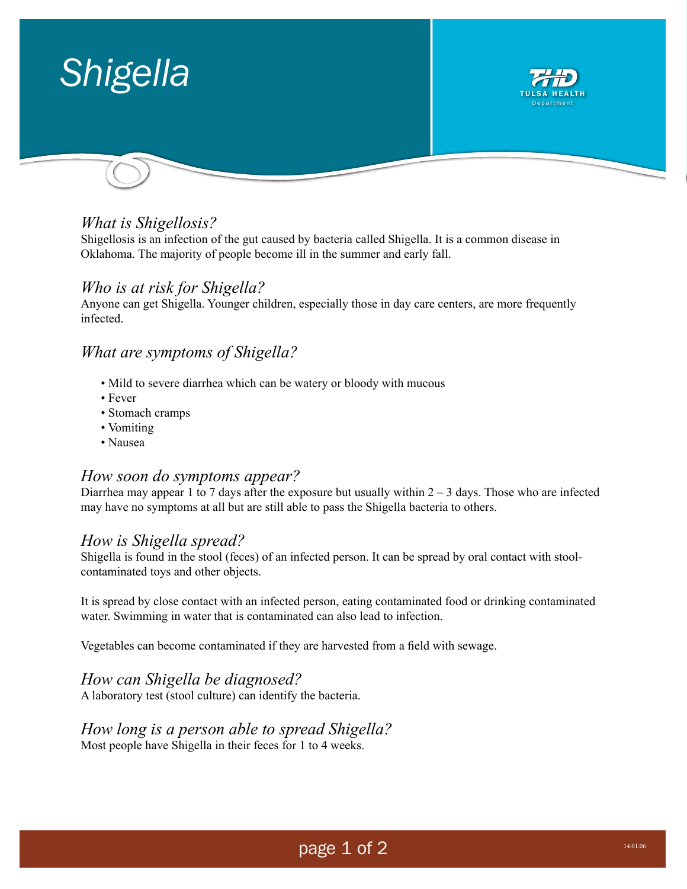# Shigella

TULSA HEALTH Department

## What is Shigellosis?

Shigellosis is an infection of the gut caused by bacteria called Shigella. It is a common disease in Oklahoma. The majority of people become ill in the summer and early fall.

## Who is at risk for Shigella?

Anyone can get Shigella. Younger children, especially those in day care centers, are more frequently infected.

## What are symptoms of Shigella?

- Mild to severe diarrhea which can be watery or bloody with mucous
- Fever
- Stomach cramps
- Vomiting
- Nausea

## How soon do symptoms appear?

Diarrhea may appear 1 to 7 days after the exposure but usually within 2 – 3 days. Those who are infected may have no symptoms at all but are still able to pass the Shigella bacteria to others.

## How is Shigella spread?

Shigella is found in the stool (feces) of an infected person. It can be spread by oral contact with stool-contaminated toys and other objects.

It is spread by close contact with an infected person, eating contaminated food or drinking contaminated water. Swimming in water that is contaminated can also lead to infection.

Vegetables can become contaminated if they are harvested from a field with sewage.

## How can Shigella be diagnosed?

A laboratory test (stool culture) can identify the bacteria.

## How long is a person able to spread Shigella?

Most people have Shigella in their feces for 1 to 4 weeks.

14.01.06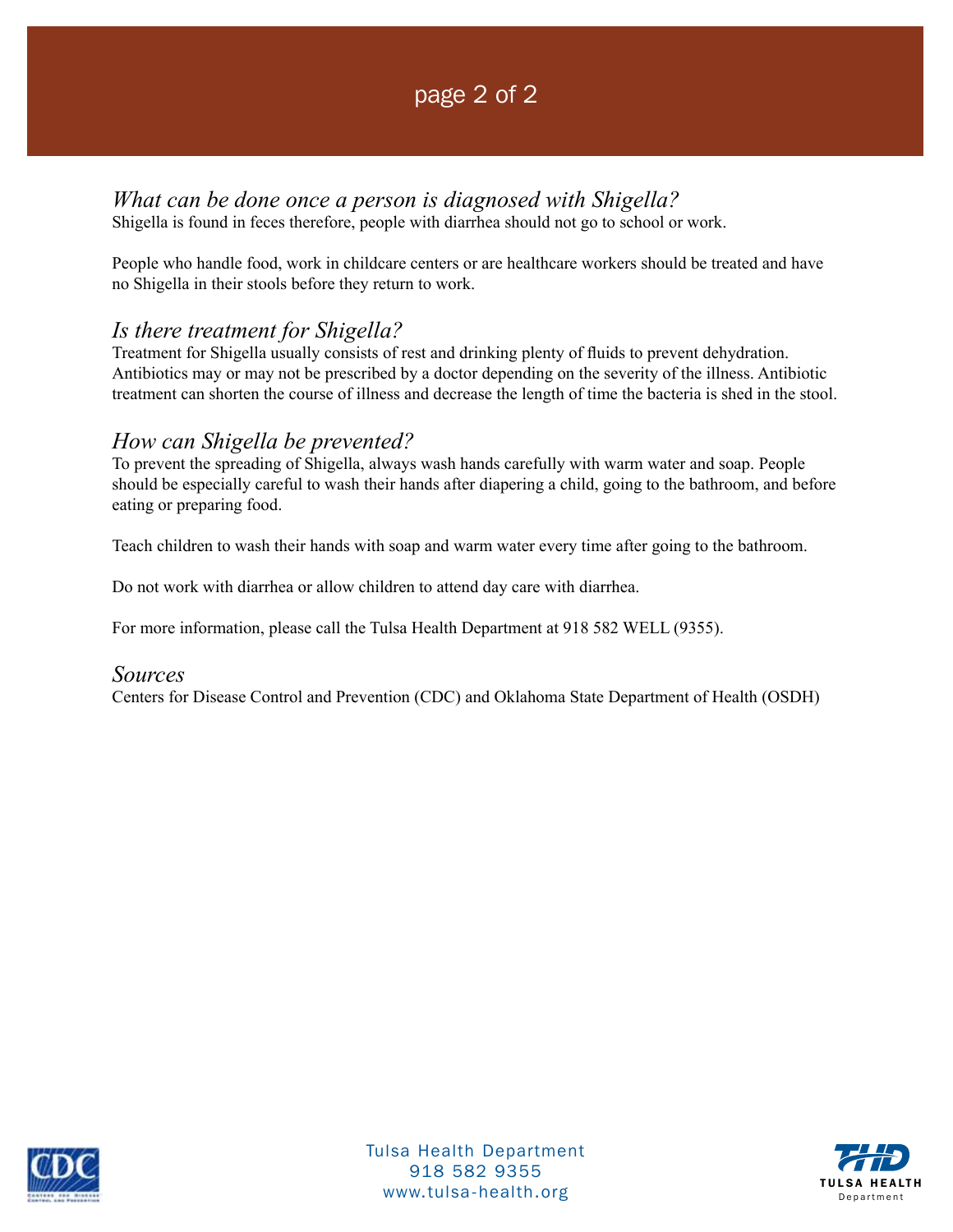## *What can be done once a person is diagnosed with Shigella?*

Shigella is found in feces therefore, people with diarrhea should not go to school or work.

People who handle food, work in childcare centers or are healthcare workers should be treated and have no Shigella in their stools before they return to work.

## *Is there treatment for Shigella?*

Treatment for Shigella usually consists of rest and drinking plenty of fluids to prevent dehydration. Antibiotics may or may not be prescribed by a doctor depending on the severity of the illness. Antibiotic treatment can shorten the course of illness and decrease the length of time the bacteria is shed in the stool.

## *How can Shigella be prevented?*

To prevent the spreading of Shigella, always wash hands carefully with warm water and soap. People should be especially careful to wash their hands after diapering a child, going to the bathroom, and before eating or preparing food.

Teach children to wash their hands with soap and warm water every time after going to the bathroom.

Do not work with diarrhea or allow children to attend day care with diarrhea.

For more information, please call the Tulsa Health Department at 918 582 WELL (9355).

## *Sources*

Centers for Disease Control and Prevention (CDC) and Oklahoma State Department of Health (OSDH)

Tulsa Health Department
918 582 9355
www.tulsa-health.org